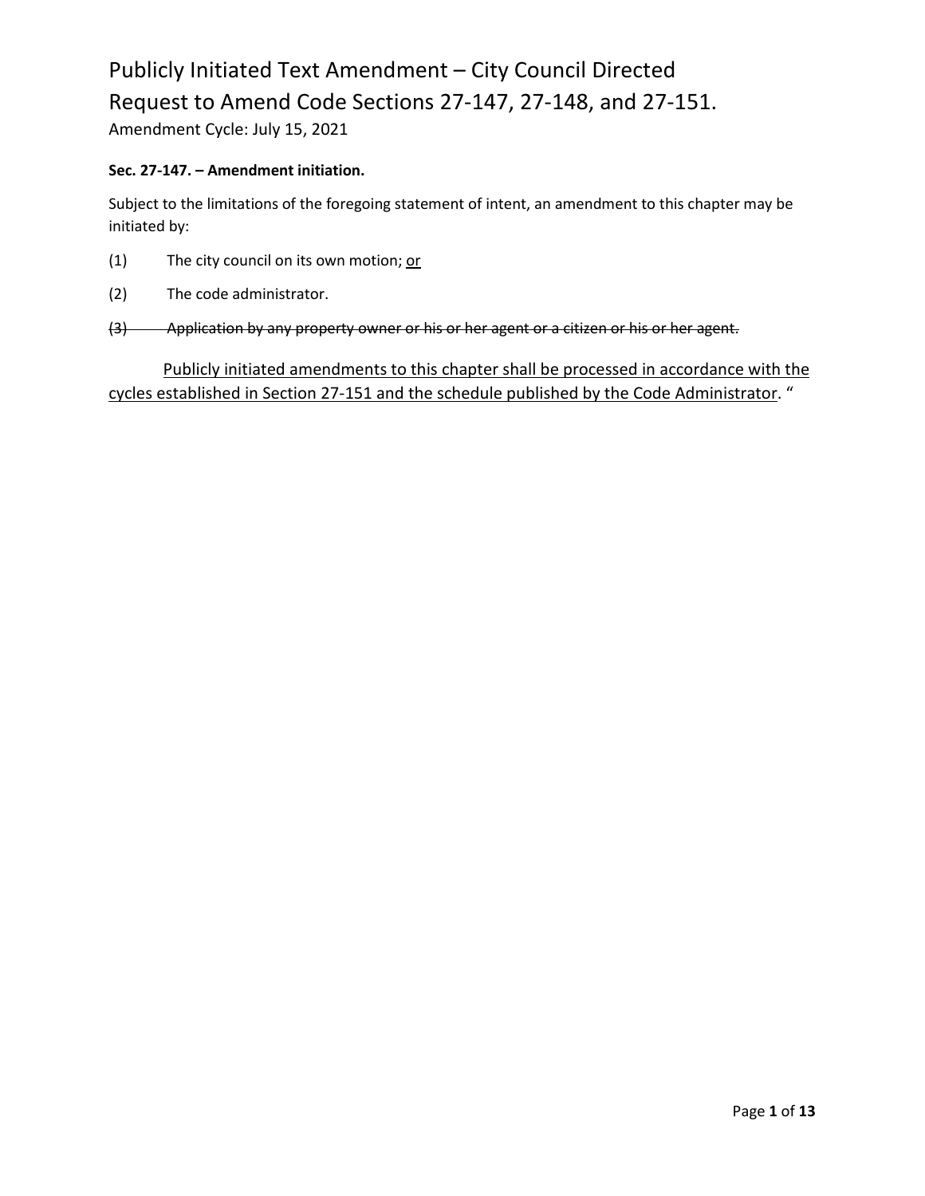# Publicly Initiated Text Amendment – City Council Directed

# Request to Amend Code Sections 27-147, 27-148, and 27-151.

Amendment Cycle: July 15, 2021

**Sec. 27-147. – Amendment initiation.**

Subject to the limitations of the foregoing statement of intent, an amendment to this chapter may be initiated by:

(1) The city council on its own motion; <u>or</u>

(2) The code administrator.

~~(3) Application by any property owner or his or her agent or a citizen or his or her agent.~~

<u>Publicly initiated amendments to this chapter shall be processed in accordance with the cycles established in Section 27-151 and the schedule published by the Code Administrator</u>. "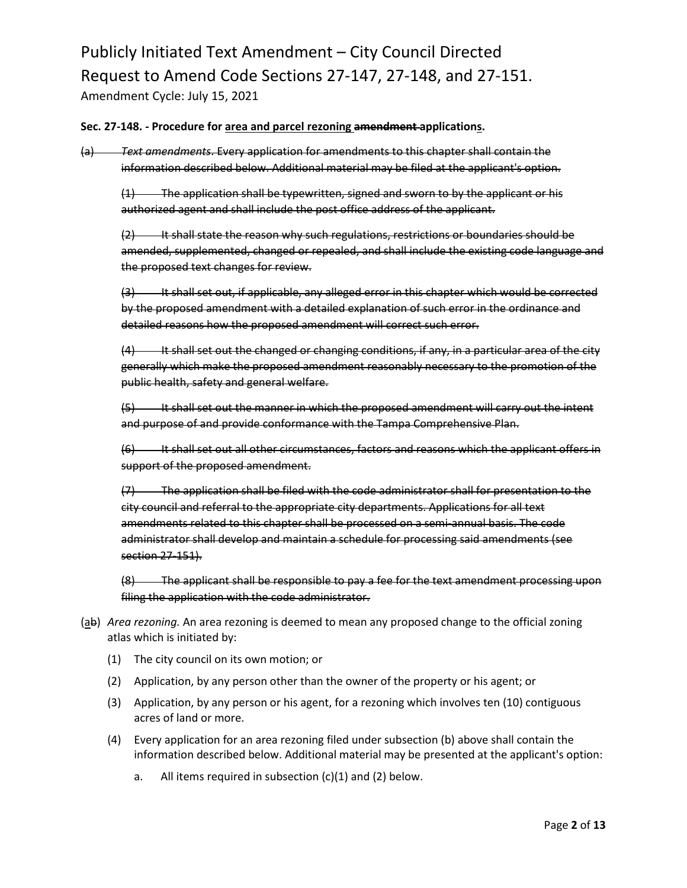**Sec. 27-148. - Procedure for <u>area and parcel rezoning</u> ~~amendment~~ application<u>s</u>.**

~~(a) *Text amendments*. Every application for amendments to this chapter shall contain the information described below. Additional material may be filed at the applicant's option.~~

~~(1) The application shall be typewritten, signed and sworn to by the applicant or his authorized agent and shall include the post office address of the applicant.~~

~~(2) It shall state the reason why such regulations, restrictions or boundaries should be amended, supplemented, changed or repealed, and shall include the existing code language and the proposed text changes for review.~~

~~(3) It shall set out, if applicable, any alleged error in this chapter which would be corrected by the proposed amendment with a detailed explanation of such error in the ordinance and detailed reasons how the proposed amendment will correct such error.~~

~~(4) It shall set out the changed or changing conditions, if any, in a particular area of the city generally which make the proposed amendment reasonably necessary to the promotion of the public health, safety and general welfare.~~

~~(5) It shall set out the manner in which the proposed amendment will carry out the intent and purpose of and provide conformance with the Tampa Comprehensive Plan.~~

~~(6) It shall set out all other circumstances, factors and reasons which the applicant offers in support of the proposed amendment.~~

~~(7) The application shall be filed with the code administrator shall for presentation to the city council and referral to the appropriate city departments. Applications for all text amendments related to this chapter shall be processed on a semi-annual basis. The code administrator shall develop and maintain a schedule for processing said amendments (see section 27-151).~~

~~(8) The applicant shall be responsible to pay a fee for the text amendment processing upon filing the application with the code administrator.~~

(<u>a</u>~~b~~) *Area rezoning.* An area rezoning is deemed to mean any proposed change to the official zoning atlas which is initiated by:

(1) The city council on its own motion; or

(2) Application, by any person other than the owner of the property or his agent; or

(3) Application, by any person or his agent, for a rezoning which involves ten (10) contiguous acres of land or more.

(4) Every application for an area rezoning filed under subsection (b) above shall contain the information described below. Additional material may be presented at the applicant's option:

a. All items required in subsection (c)(1) and (2) below.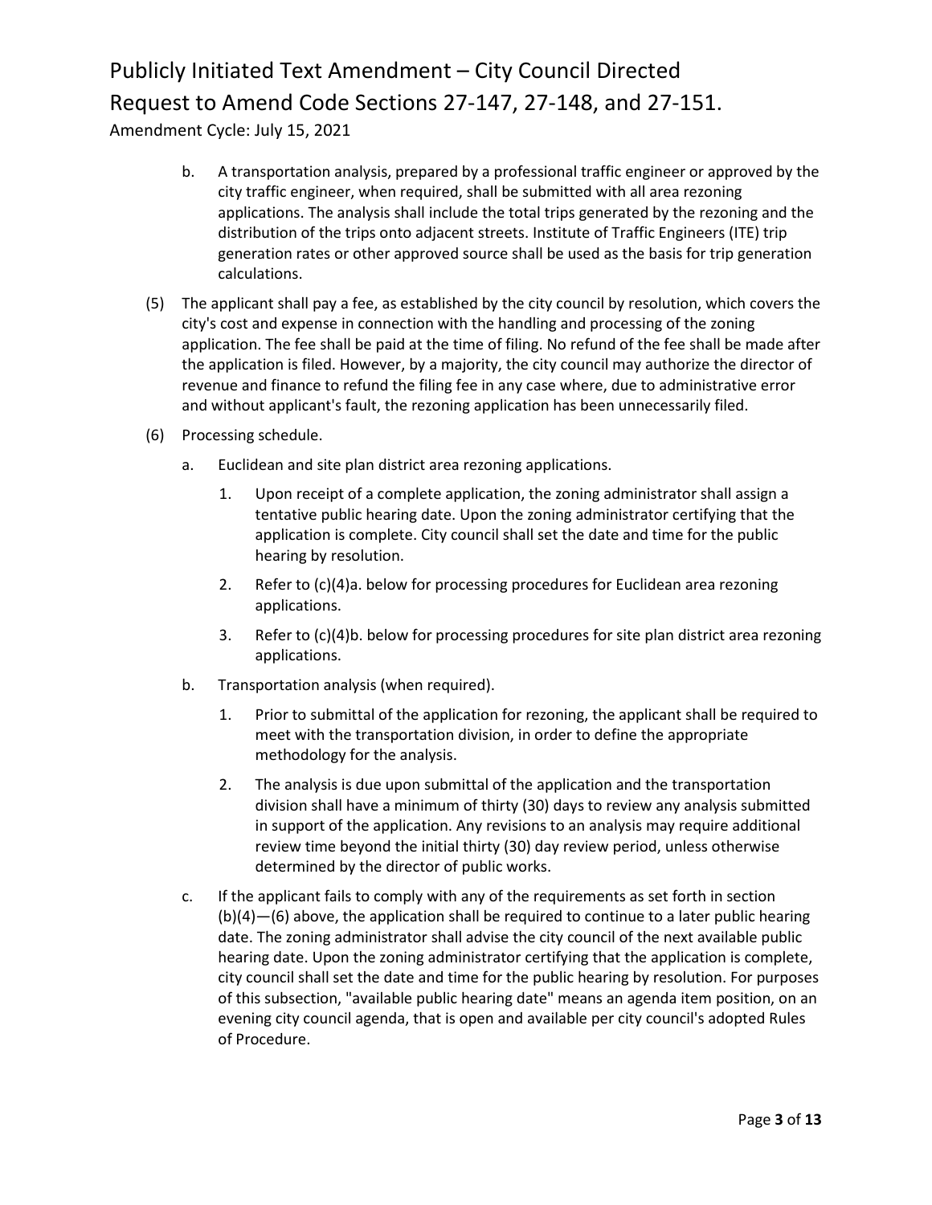b. A transportation analysis, prepared by a professional traffic engineer or approved by the city traffic engineer, when required, shall be submitted with all area rezoning applications. The analysis shall include the total trips generated by the rezoning and the distribution of the trips onto adjacent streets. Institute of Traffic Engineers (ITE) trip generation rates or other approved source shall be used as the basis for trip generation calculations.

(5) The applicant shall pay a fee, as established by the city council by resolution, which covers the city's cost and expense in connection with the handling and processing of the zoning application. The fee shall be paid at the time of filing. No refund of the fee shall be made after the application is filed. However, by a majority, the city council may authorize the director of revenue and finance to refund the filing fee in any case where, due to administrative error and without applicant's fault, the rezoning application has been unnecessarily filed.

(6) Processing schedule.

a. Euclidean and site plan district area rezoning applications.

1. Upon receipt of a complete application, the zoning administrator shall assign a tentative public hearing date. Upon the zoning administrator certifying that the application is complete. City council shall set the date and time for the public hearing by resolution.

2. Refer to (c)(4)a. below for processing procedures for Euclidean area rezoning applications.

3. Refer to (c)(4)b. below for processing procedures for site plan district area rezoning applications.

b. Transportation analysis (when required).

1. Prior to submittal of the application for rezoning, the applicant shall be required to meet with the transportation division, in order to define the appropriate methodology for the analysis.

2. The analysis is due upon submittal of the application and the transportation division shall have a minimum of thirty (30) days to review any analysis submitted in support of the application. Any revisions to an analysis may require additional review time beyond the initial thirty (30) day review period, unless otherwise determined by the director of public works.

c. If the applicant fails to comply with any of the requirements as set forth in section (b)(4)—(6) above, the application shall be required to continue to a later public hearing date. The zoning administrator shall advise the city council of the next available public hearing date. Upon the zoning administrator certifying that the application is complete, city council shall set the date and time for the public hearing by resolution. For purposes of this subsection, "available public hearing date" means an agenda item position, on an evening city council agenda, that is open and available per city council's adopted Rules of Procedure.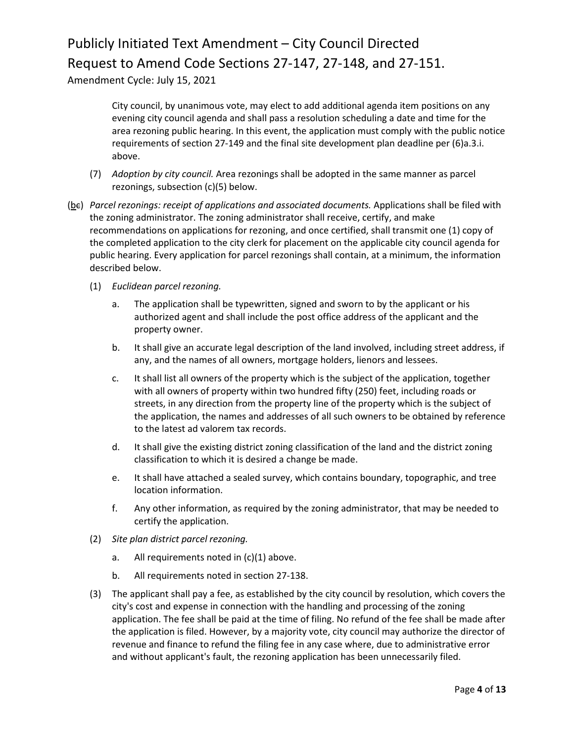City council, by unanimous vote, may elect to add additional agenda item positions on any evening city council agenda and shall pass a resolution scheduling a date and time for the area rezoning public hearing. In this event, the application must comply with the public notice requirements of section 27-149 and the final site development plan deadline per (6)a.3.i. above.

(7) *Adoption by city council.* Area rezonings shall be adopted in the same manner as parcel rezonings, subsection (c)(5) below.

(<u>b</u>~~c~~) *Parcel rezonings: receipt of applications and associated documents.* Applications shall be filed with the zoning administrator. The zoning administrator shall receive, certify, and make recommendations on applications for rezoning, and once certified, shall transmit one (1) copy of the completed application to the city clerk for placement on the applicable city council agenda for public hearing. Every application for parcel rezonings shall contain, at a minimum, the information described below.

(1) *Euclidean parcel rezoning.*

a. The application shall be typewritten, signed and sworn to by the applicant or his authorized agent and shall include the post office address of the applicant and the property owner.

b. It shall give an accurate legal description of the land involved, including street address, if any, and the names of all owners, mortgage holders, lienors and lessees.

c. It shall list all owners of the property which is the subject of the application, together with all owners of property within two hundred fifty (250) feet, including roads or streets, in any direction from the property line of the property which is the subject of the application, the names and addresses of all such owners to be obtained by reference to the latest ad valorem tax records.

d. It shall give the existing district zoning classification of the land and the district zoning classification to which it is desired a change be made.

e. It shall have attached a sealed survey, which contains boundary, topographic, and tree location information.

f. Any other information, as required by the zoning administrator, that may be needed to certify the application.

(2) *Site plan district parcel rezoning.*

a. All requirements noted in (c)(1) above.

b. All requirements noted in section 27-138.

(3) The applicant shall pay a fee, as established by the city council by resolution, which covers the city's cost and expense in connection with the handling and processing of the zoning application. The fee shall be paid at the time of filing. No refund of the fee shall be made after the application is filed. However, by a majority vote, city council may authorize the director of revenue and finance to refund the filing fee in any case where, due to administrative error and without applicant's fault, the rezoning application has been unnecessarily filed.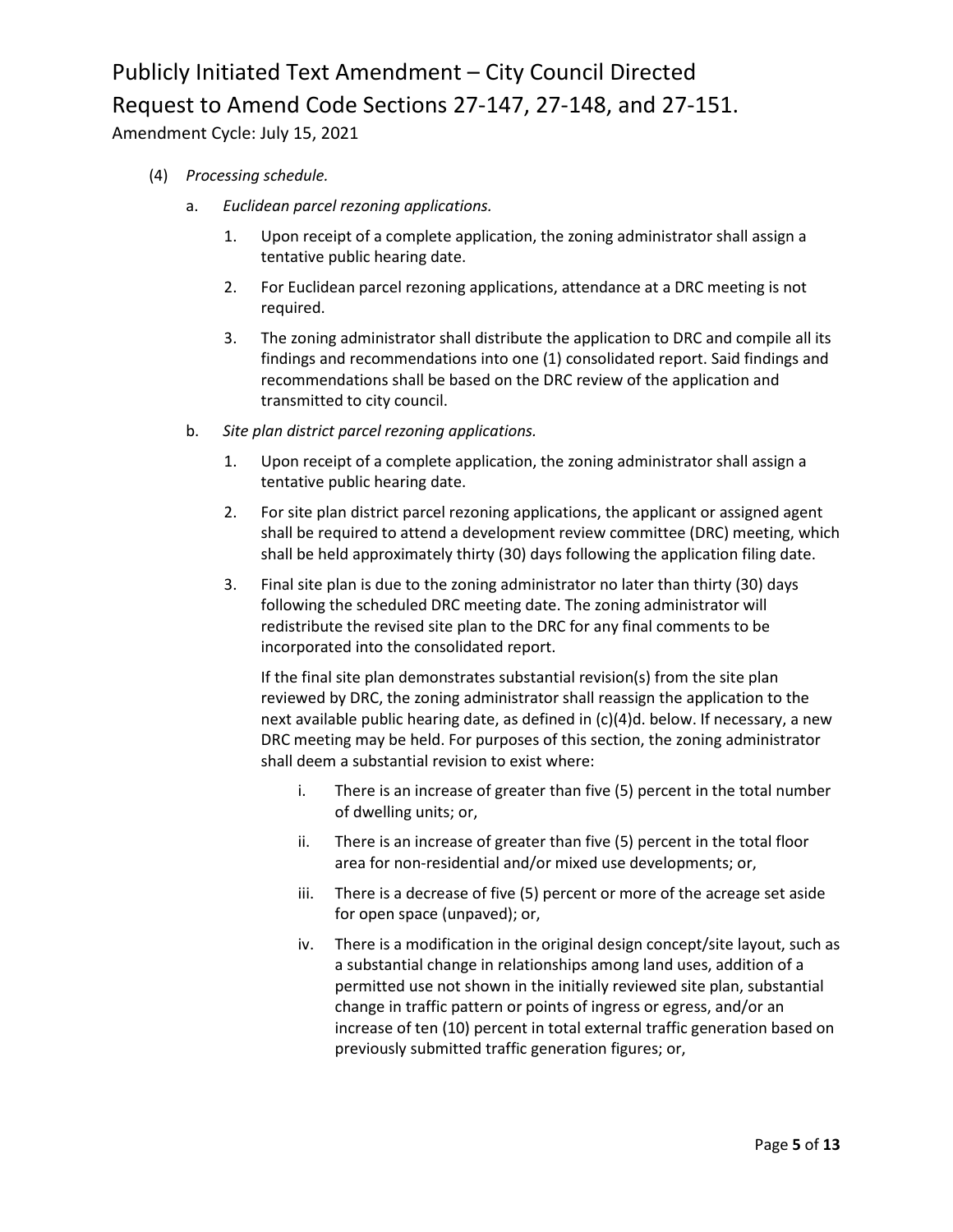(4) *Processing schedule.*

a. *Euclidean parcel rezoning applications.*

1. Upon receipt of a complete application, the zoning administrator shall assign a tentative public hearing date.

2. For Euclidean parcel rezoning applications, attendance at a DRC meeting is not required.

3. The zoning administrator shall distribute the application to DRC and compile all its findings and recommendations into one (1) consolidated report. Said findings and recommendations shall be based on the DRC review of the application and transmitted to city council.

b. *Site plan district parcel rezoning applications.*

1. Upon receipt of a complete application, the zoning administrator shall assign a tentative public hearing date.

2. For site plan district parcel rezoning applications, the applicant or assigned agent shall be required to attend a development review committee (DRC) meeting, which shall be held approximately thirty (30) days following the application filing date.

3. Final site plan is due to the zoning administrator no later than thirty (30) days following the scheduled DRC meeting date. The zoning administrator will redistribute the revised site plan to the DRC for any final comments to be incorporated into the consolidated report.

   If the final site plan demonstrates substantial revision(s) from the site plan reviewed by DRC, the zoning administrator shall reassign the application to the next available public hearing date, as defined in (c)(4)d. below. If necessary, a new DRC meeting may be held. For purposes of this section, the zoning administrator shall deem a substantial revision to exist where:

   i. There is an increase of greater than five (5) percent in the total number of dwelling units; or,

   ii. There is an increase of greater than five (5) percent in the total floor area for non-residential and/or mixed use developments; or,

   iii. There is a decrease of five (5) percent or more of the acreage set aside for open space (unpaved); or,

   iv. There is a modification in the original design concept/site layout, such as a substantial change in relationships among land uses, addition of a permitted use not shown in the initially reviewed site plan, substantial change in traffic pattern or points of ingress or egress, and/or an increase of ten (10) percent in total external traffic generation based on previously submitted traffic generation figures; or,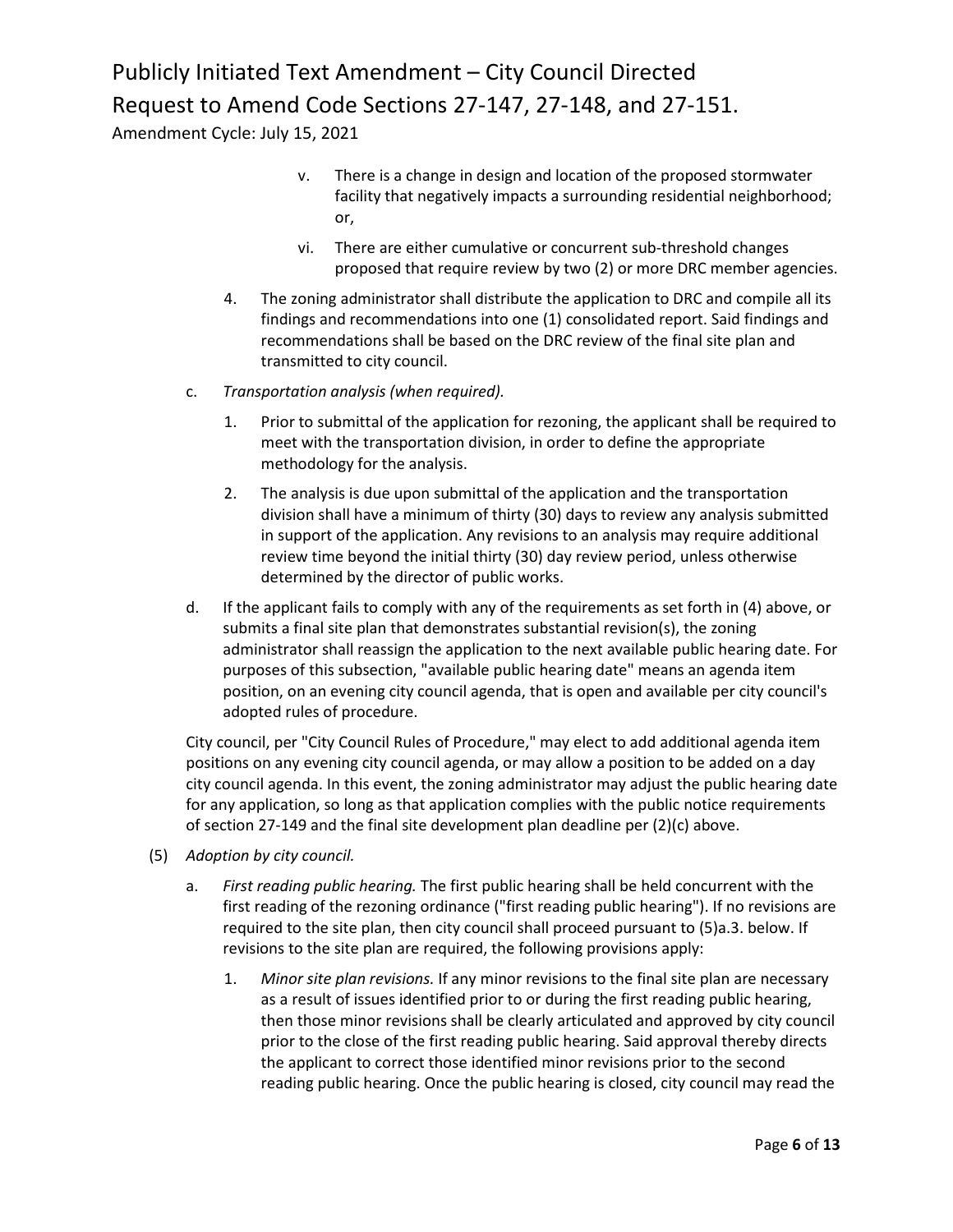v. There is a change in design and location of the proposed stormwater facility that negatively impacts a surrounding residential neighborhood; or,

vi. There are either cumulative or concurrent sub-threshold changes proposed that require review by two (2) or more DRC member agencies.

4. The zoning administrator shall distribute the application to DRC and compile all its findings and recommendations into one (1) consolidated report. Said findings and recommendations shall be based on the DRC review of the final site plan and transmitted to city council.

c. *Transportation analysis (when required).*

1. Prior to submittal of the application for rezoning, the applicant shall be required to meet with the transportation division, in order to define the appropriate methodology for the analysis.

2. The analysis is due upon submittal of the application and the transportation division shall have a minimum of thirty (30) days to review any analysis submitted in support of the application. Any revisions to an analysis may require additional review time beyond the initial thirty (30) day review period, unless otherwise determined by the director of public works.

d. If the applicant fails to comply with any of the requirements as set forth in (4) above, or submits a final site plan that demonstrates substantial revision(s), the zoning administrator shall reassign the application to the next available public hearing date. For purposes of this subsection, "available public hearing date" means an agenda item position, on an evening city council agenda, that is open and available per city council's adopted rules of procedure.

City council, per "City Council Rules of Procedure," may elect to add additional agenda item positions on any evening city council agenda, or may allow a position to be added on a day city council agenda. In this event, the zoning administrator may adjust the public hearing date for any application, so long as that application complies with the public notice requirements of section 27-149 and the final site development plan deadline per (2)(c) above.

(5) *Adoption by city council.*

a. *First reading public hearing.* The first public hearing shall be held concurrent with the first reading of the rezoning ordinance ("first reading public hearing"). If no revisions are required to the site plan, then city council shall proceed pursuant to (5)a.3. below. If revisions to the site plan are required, the following provisions apply:

1. *Minor site plan revisions.* If any minor revisions to the final site plan are necessary as a result of issues identified prior to or during the first reading public hearing, then those minor revisions shall be clearly articulated and approved by city council prior to the close of the first reading public hearing. Said approval thereby directs the applicant to correct those identified minor revisions prior to the second reading public hearing. Once the public hearing is closed, city council may read the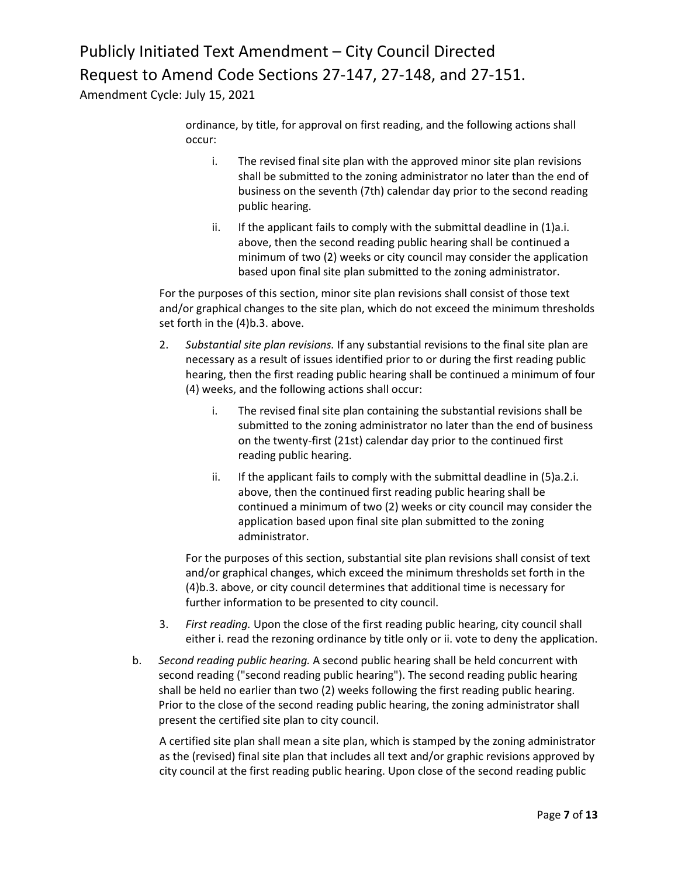ordinance, by title, for approval on first reading, and the following actions shall occur:

   i. The revised final site plan with the approved minor site plan revisions shall be submitted to the zoning administrator no later than the end of business on the seventh (7th) calendar day prior to the second reading public hearing.

   ii. If the applicant fails to comply with the submittal deadline in (1)a.i. above, then the second reading public hearing shall be continued a minimum of two (2) weeks or city council may consider the application based upon final site plan submitted to the zoning administrator.

For the purposes of this section, minor site plan revisions shall consist of those text and/or graphical changes to the site plan, which do not exceed the minimum thresholds set forth in the (4)b.3. above.

2. *Substantial site plan revisions.* If any substantial revisions to the final site plan are necessary as a result of issues identified prior to or during the first reading public hearing, then the first reading public hearing shall be continued a minimum of four (4) weeks, and the following actions shall occur:

   i. The revised final site plan containing the substantial revisions shall be submitted to the zoning administrator no later than the end of business on the twenty-first (21st) calendar day prior to the continued first reading public hearing.

   ii. If the applicant fails to comply with the submittal deadline in (5)a.2.i. above, then the continued first reading public hearing shall be continued a minimum of two (2) weeks or city council may consider the application based upon final site plan submitted to the zoning administrator.

   For the purposes of this section, substantial site plan revisions shall consist of text and/or graphical changes, which exceed the minimum thresholds set forth in the (4)b.3. above, or city council determines that additional time is necessary for further information to be presented to city council.

3. *First reading.* Upon the close of the first reading public hearing, city council shall either i. read the rezoning ordinance by title only or ii. vote to deny the application.

b. *Second reading public hearing.* A second public hearing shall be held concurrent with second reading ("second reading public hearing"). The second reading public hearing shall be held no earlier than two (2) weeks following the first reading public hearing. Prior to the close of the second reading public hearing, the zoning administrator shall present the certified site plan to city council.

   A certified site plan shall mean a site plan, which is stamped by the zoning administrator as the (revised) final site plan that includes all text and/or graphic revisions approved by city council at the first reading public hearing. Upon close of the second reading public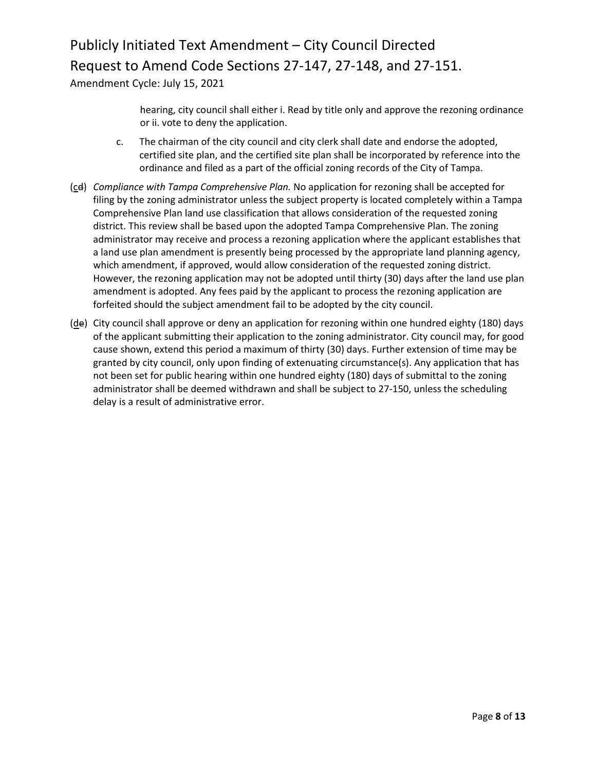hearing, city council shall either i. Read by title only and approve the rezoning ordinance or ii. vote to deny the application.

c. The chairman of the city council and city clerk shall date and endorse the adopted, certified site plan, and the certified site plan shall be incorporated by reference into the ordinance and filed as a part of the official zoning records of the City of Tampa.

(<u>c</u>~~d~~) *Compliance with Tampa Comprehensive Plan.* No application for rezoning shall be accepted for filing by the zoning administrator unless the subject property is located completely within a Tampa Comprehensive Plan land use classification that allows consideration of the requested zoning district. This review shall be based upon the adopted Tampa Comprehensive Plan. The zoning administrator may receive and process a rezoning application where the applicant establishes that a land use plan amendment is presently being processed by the appropriate land planning agency, which amendment, if approved, would allow consideration of the requested zoning district. However, the rezoning application may not be adopted until thirty (30) days after the land use plan amendment is adopted. Any fees paid by the applicant to process the rezoning application are forfeited should the subject amendment fail to be adopted by the city council.

(<u>d</u>~~e~~) City council shall approve or deny an application for rezoning within one hundred eighty (180) days of the applicant submitting their application to the zoning administrator. City council may, for good cause shown, extend this period a maximum of thirty (30) days. Further extension of time may be granted by city council, only upon finding of extenuating circumstance(s). Any application that has not been set for public hearing within one hundred eighty (180) days of submittal to the zoning administrator shall be deemed withdrawn and shall be subject to 27-150, unless the scheduling delay is a result of administrative error.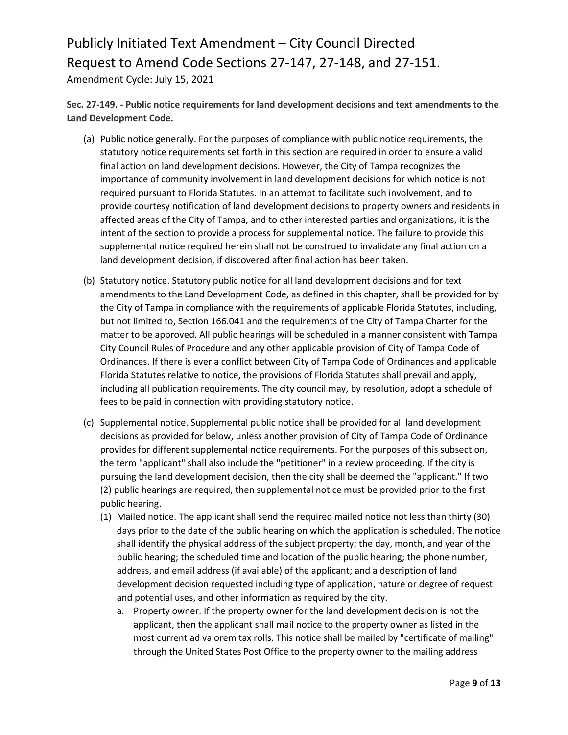**Sec. 27-149. - Public notice requirements for land development decisions and text amendments to the Land Development Code.**

(a) Public notice generally. For the purposes of compliance with public notice requirements, the statutory notice requirements set forth in this section are required in order to ensure a valid final action on land development decisions. However, the City of Tampa recognizes the importance of community involvement in land development decisions for which notice is not required pursuant to Florida Statutes. In an attempt to facilitate such involvement, and to provide courtesy notification of land development decisions to property owners and residents in affected areas of the City of Tampa, and to other interested parties and organizations, it is the intent of the section to provide a process for supplemental notice. The failure to provide this supplemental notice required herein shall not be construed to invalidate any final action on a land development decision, if discovered after final action has been taken.

(b) Statutory notice. Statutory public notice for all land development decisions and for text amendments to the Land Development Code, as defined in this chapter, shall be provided for by the City of Tampa in compliance with the requirements of applicable Florida Statutes, including, but not limited to, Section 166.041 and the requirements of the City of Tampa Charter for the matter to be approved. All public hearings will be scheduled in a manner consistent with Tampa City Council Rules of Procedure and any other applicable provision of City of Tampa Code of Ordinances. If there is ever a conflict between City of Tampa Code of Ordinances and applicable Florida Statutes relative to notice, the provisions of Florida Statutes shall prevail and apply, including all publication requirements. The city council may, by resolution, adopt a schedule of fees to be paid in connection with providing statutory notice.

(c) Supplemental notice. Supplemental public notice shall be provided for all land development decisions as provided for below, unless another provision of City of Tampa Code of Ordinance provides for different supplemental notice requirements. For the purposes of this subsection, the term "applicant" shall also include the "petitioner" in a review proceeding. If the city is pursuing the land development decision, then the city shall be deemed the "applicant." If two (2) public hearings are required, then supplemental notice must be provided prior to the first public hearing.

   (1) Mailed notice. The applicant shall send the required mailed notice not less than thirty (30) days prior to the date of the public hearing on which the application is scheduled. The notice shall identify the physical address of the subject property; the day, month, and year of the public hearing; the scheduled time and location of the public hearing; the phone number, address, and email address (if available) of the applicant; and a description of land development decision requested including type of application, nature or degree of request and potential uses, and other information as required by the city.

      a. Property owner. If the property owner for the land development decision is not the applicant, then the applicant shall mail notice to the property owner as listed in the most current ad valorem tax rolls. This notice shall be mailed by "certificate of mailing" through the United States Post Office to the property owner to the mailing address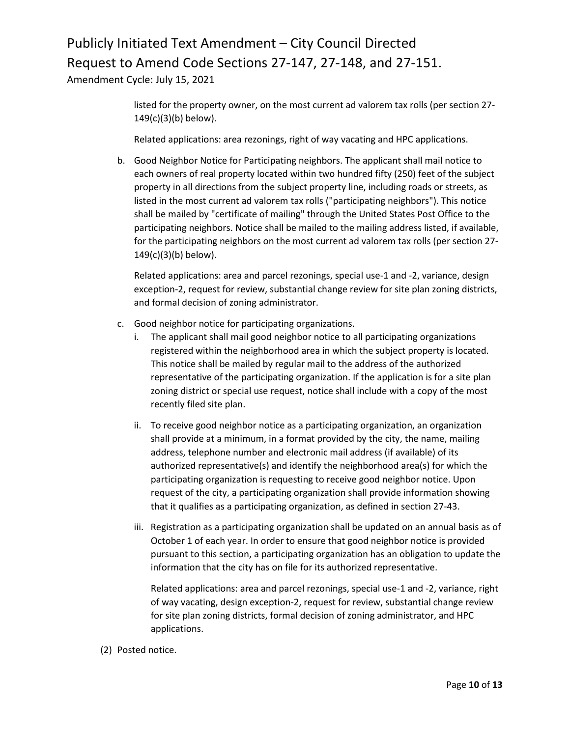listed for the property owner, on the most current ad valorem tax rolls (per section 27-149(c)(3)(b) below).

Related applications: area rezonings, right of way vacating and HPC applications.

b. Good Neighbor Notice for Participating neighbors. The applicant shall mail notice to each owners of real property located within two hundred fifty (250) feet of the subject property in all directions from the subject property line, including roads or streets, as listed in the most current ad valorem tax rolls ("participating neighbors"). This notice shall be mailed by "certificate of mailing" through the United States Post Office to the participating neighbors. Notice shall be mailed to the mailing address listed, if available, for the participating neighbors on the most current ad valorem tax rolls (per section 27-149(c)(3)(b) below).

Related applications: area and parcel rezonings, special use-1 and -2, variance, design exception-2, request for review, substantial change review for site plan zoning districts, and formal decision of zoning administrator.

c. Good neighbor notice for participating organizations.

   i. The applicant shall mail good neighbor notice to all participating organizations registered within the neighborhood area in which the subject property is located. This notice shall be mailed by regular mail to the address of the authorized representative of the participating organization. If the application is for a site plan zoning district or special use request, notice shall include with a copy of the most recently filed site plan.

   ii. To receive good neighbor notice as a participating organization, an organization shall provide at a minimum, in a format provided by the city, the name, mailing address, telephone number and electronic mail address (if available) of its authorized representative(s) and identify the neighborhood area(s) for which the participating organization is requesting to receive good neighbor notice. Upon request of the city, a participating organization shall provide information showing that it qualifies as a participating organization, as defined in section 27-43.

   iii. Registration as a participating organization shall be updated on an annual basis as of October 1 of each year. In order to ensure that good neighbor notice is provided pursuant to this section, a participating organization has an obligation to update the information that the city has on file for its authorized representative.

   Related applications: area and parcel rezonings, special use-1 and -2, variance, right of way vacating, design exception-2, request for review, substantial change review for site plan zoning districts, formal decision of zoning administrator, and HPC applications.

(2) Posted notice.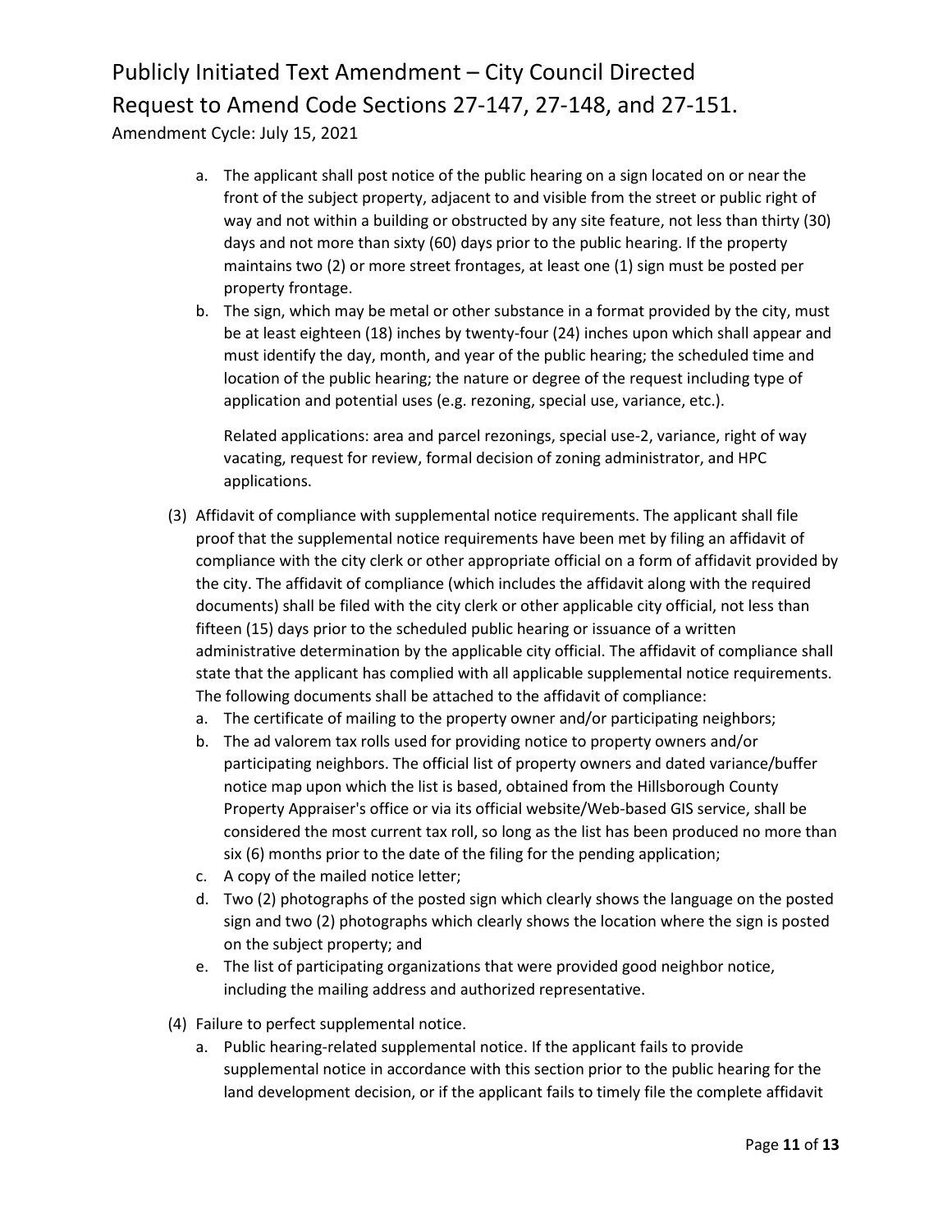a. The applicant shall post notice of the public hearing on a sign located on or near the front of the subject property, adjacent to and visible from the street or public right of way and not within a building or obstructed by any site feature, not less than thirty (30) days and not more than sixty (60) days prior to the public hearing. If the property maintains two (2) or more street frontages, at least one (1) sign must be posted per property frontage.

b. The sign, which may be metal or other substance in a format provided by the city, must be at least eighteen (18) inches by twenty-four (24) inches upon which shall appear and must identify the day, month, and year of the public hearing; the scheduled time and location of the public hearing; the nature or degree of the request including type of application and potential uses (e.g. rezoning, special use, variance, etc.).

   Related applications: area and parcel rezonings, special use-2, variance, right of way vacating, request for review, formal decision of zoning administrator, and HPC applications.

(3) Affidavit of compliance with supplemental notice requirements. The applicant shall file proof that the supplemental notice requirements have been met by filing an affidavit of compliance with the city clerk or other appropriate official on a form of affidavit provided by the city. The affidavit of compliance (which includes the affidavit along with the required documents) shall be filed with the city clerk or other applicable city official, not less than fifteen (15) days prior to the scheduled public hearing or issuance of a written administrative determination by the applicable city official. The affidavit of compliance shall state that the applicant has complied with all applicable supplemental notice requirements. The following documents shall be attached to the affidavit of compliance:

a. The certificate of mailing to the property owner and/or participating neighbors;

b. The ad valorem tax rolls used for providing notice to property owners and/or participating neighbors. The official list of property owners and dated variance/buffer notice map upon which the list is based, obtained from the Hillsborough County Property Appraiser's office or via its official website/Web-based GIS service, shall be considered the most current tax roll, so long as the list has been produced no more than six (6) months prior to the date of the filing for the pending application;

c. A copy of the mailed notice letter;

d. Two (2) photographs of the posted sign which clearly shows the language on the posted sign and two (2) photographs which clearly shows the location where the sign is posted on the subject property; and

e. The list of participating organizations that were provided good neighbor notice, including the mailing address and authorized representative.

(4) Failure to perfect supplemental notice.

a. Public hearing-related supplemental notice. If the applicant fails to provide supplemental notice in accordance with this section prior to the public hearing for the land development decision, or if the applicant fails to timely file the complete affidavit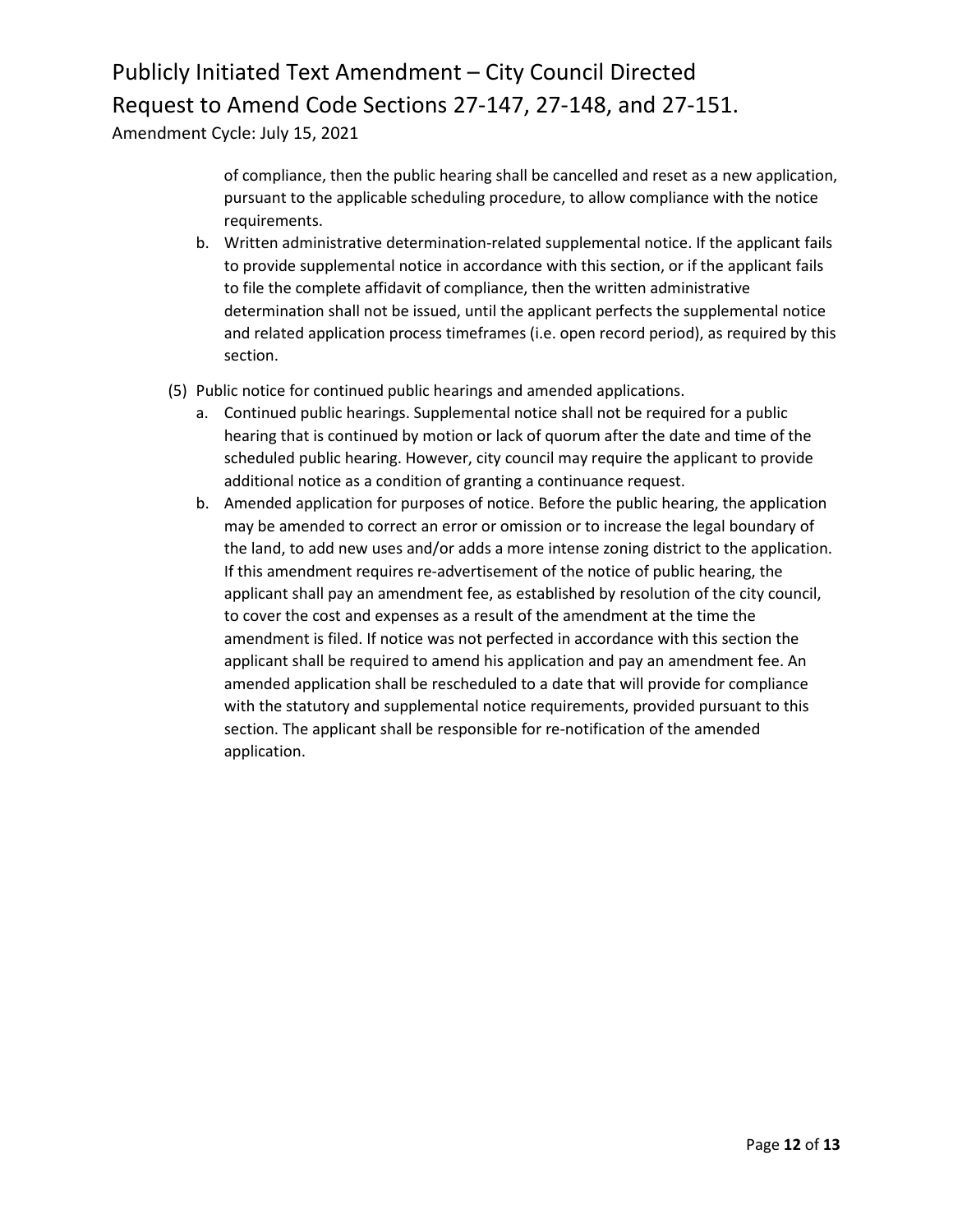of compliance, then the public hearing shall be cancelled and reset as a new application, pursuant to the applicable scheduling procedure, to allow compliance with the notice requirements.

b. Written administrative determination-related supplemental notice. If the applicant fails to provide supplemental notice in accordance with this section, or if the applicant fails to file the complete affidavit of compliance, then the written administrative determination shall not be issued, until the applicant perfects the supplemental notice and related application process timeframes (i.e. open record period), as required by this section.

(5) Public notice for continued public hearings and amended applications.

a. Continued public hearings. Supplemental notice shall not be required for a public hearing that is continued by motion or lack of quorum after the date and time of the scheduled public hearing. However, city council may require the applicant to provide additional notice as a condition of granting a continuance request.

b. Amended application for purposes of notice. Before the public hearing, the application may be amended to correct an error or omission or to increase the legal boundary of the land, to add new uses and/or adds a more intense zoning district to the application. If this amendment requires re-advertisement of the notice of public hearing, the applicant shall pay an amendment fee, as established by resolution of the city council, to cover the cost and expenses as a result of the amendment at the time the amendment is filed. If notice was not perfected in accordance with this section the applicant shall be required to amend his application and pay an amendment fee. An amended application shall be rescheduled to a date that will provide for compliance with the statutory and supplemental notice requirements, provided pursuant to this section. The applicant shall be responsible for re-notification of the amended application.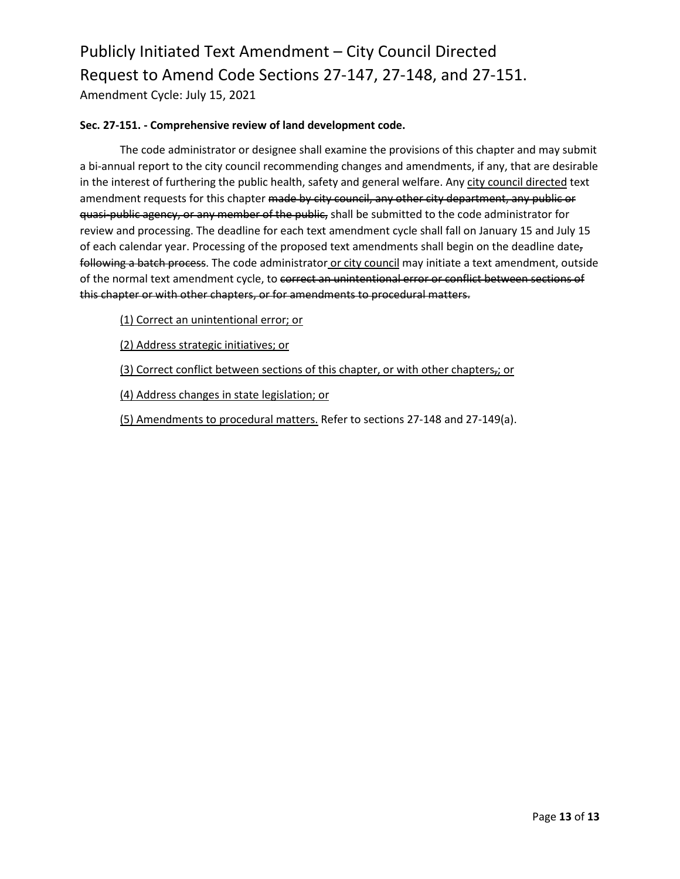**Sec. 27-151. - Comprehensive review of land development code.**

The code administrator or designee shall examine the provisions of this chapter and may submit a bi-annual report to the city council recommending changes and amendments, if any, that are desirable in the interest of furthering the public health, safety and general welfare. Any <u>city council directed</u> text amendment requests for this chapter ~~made by city council, any other city department, any public or quasi-public agency, or any member of the public,~~ shall be submitted to the code administrator for review and processing. The deadline for each text amendment cycle shall fall on January 15 and July 15 of each calendar year. Processing of the proposed text amendments shall begin on the deadline date~~, following a batch process~~. The code administrator<u> or city council</u> may initiate a text amendment, outside of the normal text amendment cycle, to ~~correct an unintentional error or conflict between sections of this chapter or with other chapters, or for amendments to procedural matters.~~

<u>(1) Correct an unintentional error; or</u>

<u>(2) Address strategic initiatives; or</u>

<u>(3) Correct conflict between sections of this chapter, or with other chapters~~,~~; or</u>

<u>(4) Address changes in state legislation; or</u>

<u>(5) Amendments to procedural matters.</u> Refer to sections 27-148 and 27-149(a).